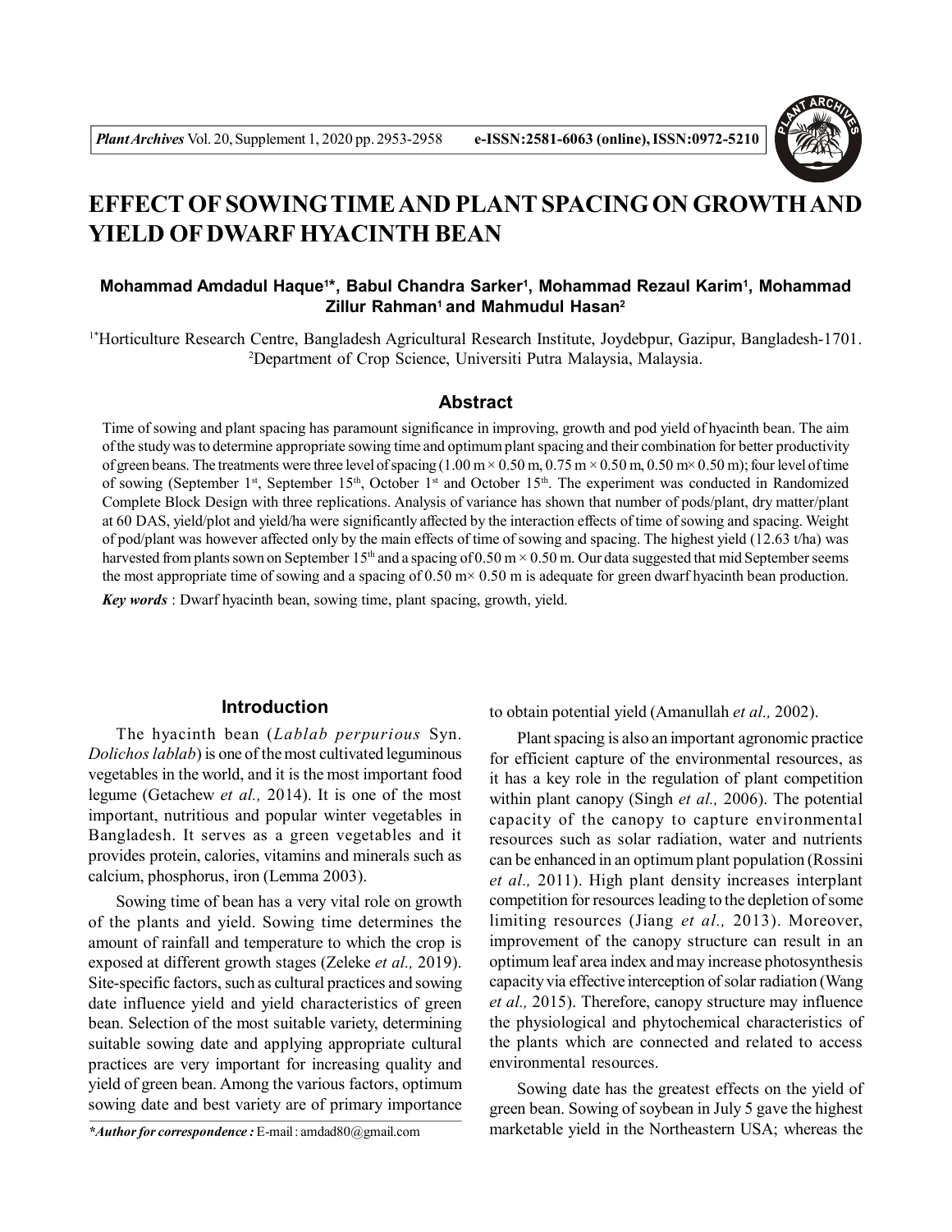# EFFECT OF SOWING TIME AND PLANT SPACING ON GROWTH AND YIELD OF DWARF HYACINTH BEAN

**Mohammad Amdadul Haque[1]*, Babul Chandra Sarker[1], Mohammad Rezaul Karim[1], Mohammad Zillur Rahman[1] and Mahmudul Hasan[2]**

[1]*Horticulture Research Centre, Bangladesh Agricultural Research Institute, Joydebpur, Gazipur, Bangladesh-1701.
[2]Department of Crop Science, Universiti Putra Malaysia, Malaysia.

## Abstract

Time of sowing and plant spacing has paramount significance in improving, growth and pod yield of hyacinth bean. The aim of the study was to determine appropriate sowing time and optimum plant spacing and their combination for better productivity of green beans. The treatments were three level of spacing (1.00 m × 0.50 m, 0.75 m × 0.50 m, 0.50 m× 0.50 m); four level of time of sowing (September 1st, September 15th, October 1st and October 15th. The experiment was conducted in Randomized Complete Block Design with three replications. Analysis of variance has shown that number of pods/plant, dry matter/plant at 60 DAS, yield/plot and yield/ha were significantly affected by the interaction effects of time of sowing and spacing. Weight of pod/plant was however affected only by the main effects of time of sowing and spacing. The highest yield (12.63 t/ha) was harvested from plants sown on September 15th and a spacing of 0.50 m × 0.50 m. Our data suggested that mid September seems the most appropriate time of sowing and a spacing of 0.50 m× 0.50 m is adequate for green dwarf hyacinth bean production.

***Key words*** : Dwarf hyacinth bean, sowing time, plant spacing, growth, yield.

## Introduction

The hyacinth bean (*Lablab perpurious* Syn. *Dolichos lablab*) is one of the most cultivated leguminous vegetables in the world, and it is the most important food legume (Getachew *et al.,* 2014). It is one of the most important, nutritious and popular winter vegetables in Bangladesh. It serves as a green vegetables and it provides protein, calories, vitamins and minerals such as calcium, phosphorus, iron (Lemma 2003).

Sowing time of bean has a very vital role on growth of the plants and yield. Sowing time determines the amount of rainfall and temperature to which the crop is exposed at different growth stages (Zeleke *et al.,* 2019). Site-specific factors, such as cultural practices and sowing date influence yield and yield characteristics of green bean. Selection of the most suitable variety, determining suitable sowing date and applying appropriate cultural practices are very important for increasing quality and yield of green bean. Among the various factors, optimum sowing date and best variety are of primary importance to obtain potential yield (Amanullah *et al.,* 2002).

Plant spacing is also an important agronomic practice for efficient capture of the environmental resources, as it has a key role in the regulation of plant competition within plant canopy (Singh *et al.,* 2006). The potential capacity of the canopy to capture environmental resources such as solar radiation, water and nutrients can be enhanced in an optimum plant population (Rossini *et al.,* 2011). High plant density increases interplant competition for resources leading to the depletion of some limiting resources (Jiang *et al.,* 2013). Moreover, improvement of the canopy structure can result in an optimum leaf area index and may increase photosynthesis capacity via effective interception of solar radiation (Wang *et al.,* 2015). Therefore, canopy structure may influence the physiological and phytochemical characteristics of the plants which are connected and related to access environmental resources.

Sowing date has the greatest effects on the yield of green bean. Sowing of soybean in July 5 gave the highest marketable yield in the Northeastern USA; whereas the

**Author for correspondence :* E-mail : amdad80@gmail.com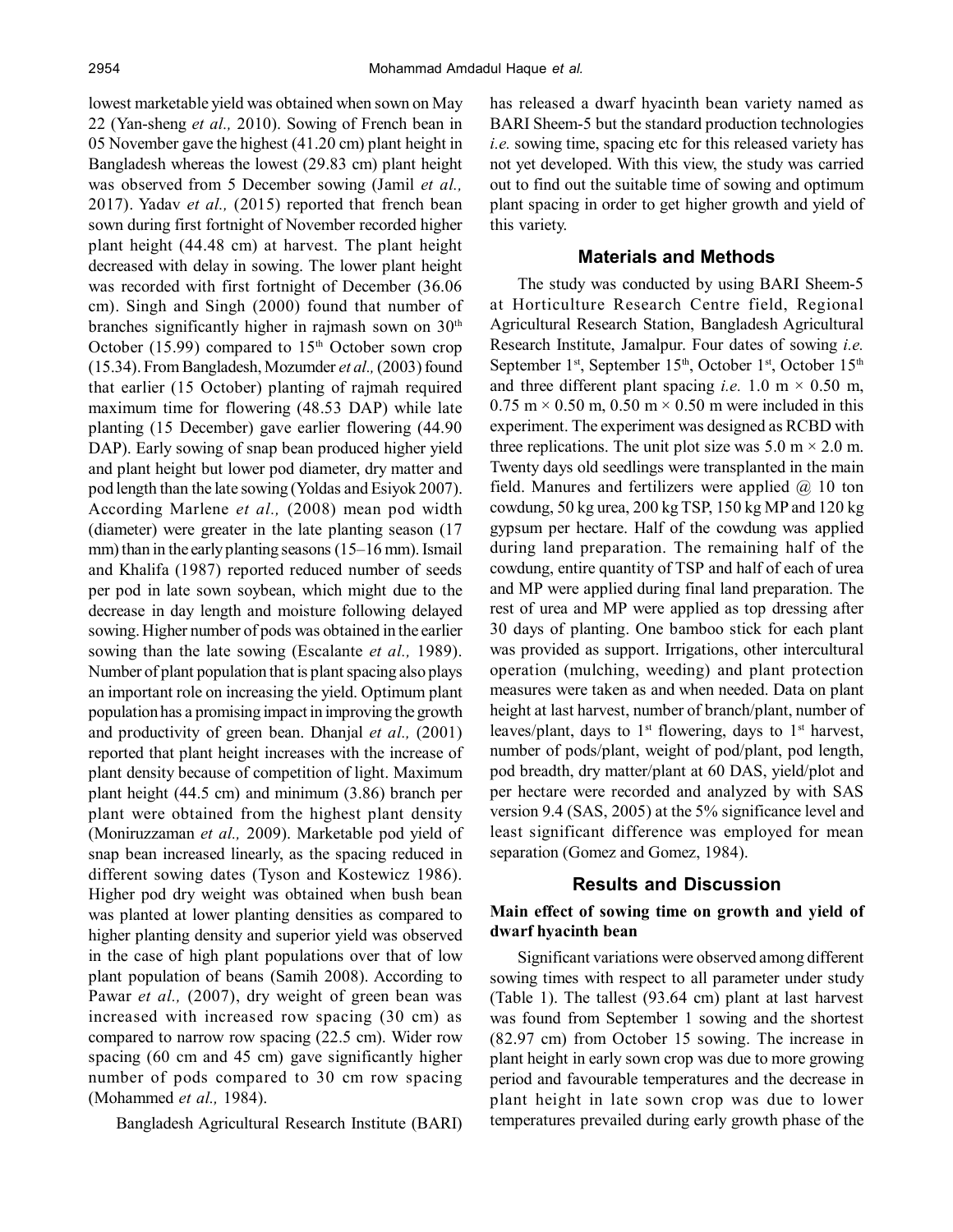lowest marketable yield was obtained when sown on May 22 (Yan-sheng *et al.,* 2010). Sowing of French bean in 05 November gave the highest (41.20 cm) plant height in Bangladesh whereas the lowest (29.83 cm) plant height was observed from 5 December sowing (Jamil *et al.,* 2017). Yadav *et al.,* (2015) reported that french bean sown during first fortnight of November recorded higher plant height (44.48 cm) at harvest. The plant height decreased with delay in sowing. The lower plant height was recorded with first fortnight of December (36.06 cm). Singh and Singh (2000) found that number of branches significantly higher in rajmash sown on 30th October (15.99) compared to 15th October sown crop (15.34). From Bangladesh, Mozumder *et al.,* (2003) found that earlier (15 October) planting of rajmah required maximum time for flowering (48.53 DAP) while late planting (15 December) gave earlier flowering (44.90 DAP). Early sowing of snap bean produced higher yield and plant height but lower pod diameter, dry matter and pod length than the late sowing (Yoldas and Esiyok 2007). According Marlene *et al.,* (2008) mean pod width (diameter) were greater in the late planting season (17 mm) than in the early planting seasons (15–16 mm). Ismail and Khalifa (1987) reported reduced number of seeds per pod in late sown soybean, which might due to the decrease in day length and moisture following delayed sowing. Higher number of pods was obtained in the earlier sowing than the late sowing (Escalante *et al.,* 1989). Number of plant population that is plant spacing also plays an important role on increasing the yield. Optimum plant population has a promising impact in improving the growth and productivity of green bean. Dhanjal *et al.,* (2001) reported that plant height increases with the increase of plant density because of competition of light. Maximum plant height (44.5 cm) and minimum (3.86) branch per plant were obtained from the highest plant density (Moniruzzaman *et al.,* 2009). Marketable pod yield of snap bean increased linearly, as the spacing reduced in different sowing dates (Tyson and Kostewicz 1986). Higher pod dry weight was obtained when bush bean was planted at lower planting densities as compared to higher planting density and superior yield was observed in the case of high plant populations over that of low plant population of beans (Samih 2008). According to Pawar *et al.,* (2007), dry weight of green bean was increased with increased row spacing (30 cm) as compared to narrow row spacing (22.5 cm). Wider row spacing (60 cm and 45 cm) gave significantly higher number of pods compared to 30 cm row spacing (Mohammed *et al.,* 1984).

Bangladesh Agricultural Research Institute (BARI) has released a dwarf hyacinth bean variety named as BARI Sheem-5 but the standard production technologies *i.e.* sowing time, spacing etc for this released variety has not yet developed. With this view, the study was carried out to find out the suitable time of sowing and optimum plant spacing in order to get higher growth and yield of this variety.

## Materials and Methods

The study was conducted by using BARI Sheem-5 at Horticulture Research Centre field, Regional Agricultural Research Station, Bangladesh Agricultural Research Institute, Jamalpur. Four dates of sowing *i.e.* September 1st, September 15th, October 1st, October 15th and three different plant spacing *i.e.* 1.0 m × 0.50 m, 0.75 m × 0.50 m, 0.50 m × 0.50 m were included in this experiment. The experiment was designed as RCBD with three replications. The unit plot size was 5.0 m × 2.0 m. Twenty days old seedlings were transplanted in the main field. Manures and fertilizers were applied @ 10 ton cowdung, 50 kg urea, 200 kg TSP, 150 kg MP and 120 kg gypsum per hectare. Half of the cowdung was applied during land preparation. The remaining half of the cowdung, entire quantity of TSP and half of each of urea and MP were applied during final land preparation. The rest of urea and MP were applied as top dressing after 30 days of planting. One bamboo stick for each plant was provided as support. Irrigations, other intercultural operation (mulching, weeding) and plant protection measures were taken as and when needed. Data on plant height at last harvest, number of branch/plant, number of leaves/plant, days to 1st flowering, days to 1st harvest, number of pods/plant, weight of pod/plant, pod length, pod breadth, dry matter/plant at 60 DAS, yield/plot and per hectare were recorded and analyzed by with SAS version 9.4 (SAS, 2005) at the 5% significance level and least significant difference was employed for mean separation (Gomez and Gomez, 1984).

## Results and Discussion

### Main effect of sowing time on growth and yield of dwarf hyacinth bean

Significant variations were observed among different sowing times with respect to all parameter under study (Table 1). The tallest (93.64 cm) plant at last harvest was found from September 1 sowing and the shortest (82.97 cm) from October 15 sowing. The increase in plant height in early sown crop was due to more growing period and favourable temperatures and the decrease in plant height in late sown crop was due to lower temperatures prevailed during early growth phase of the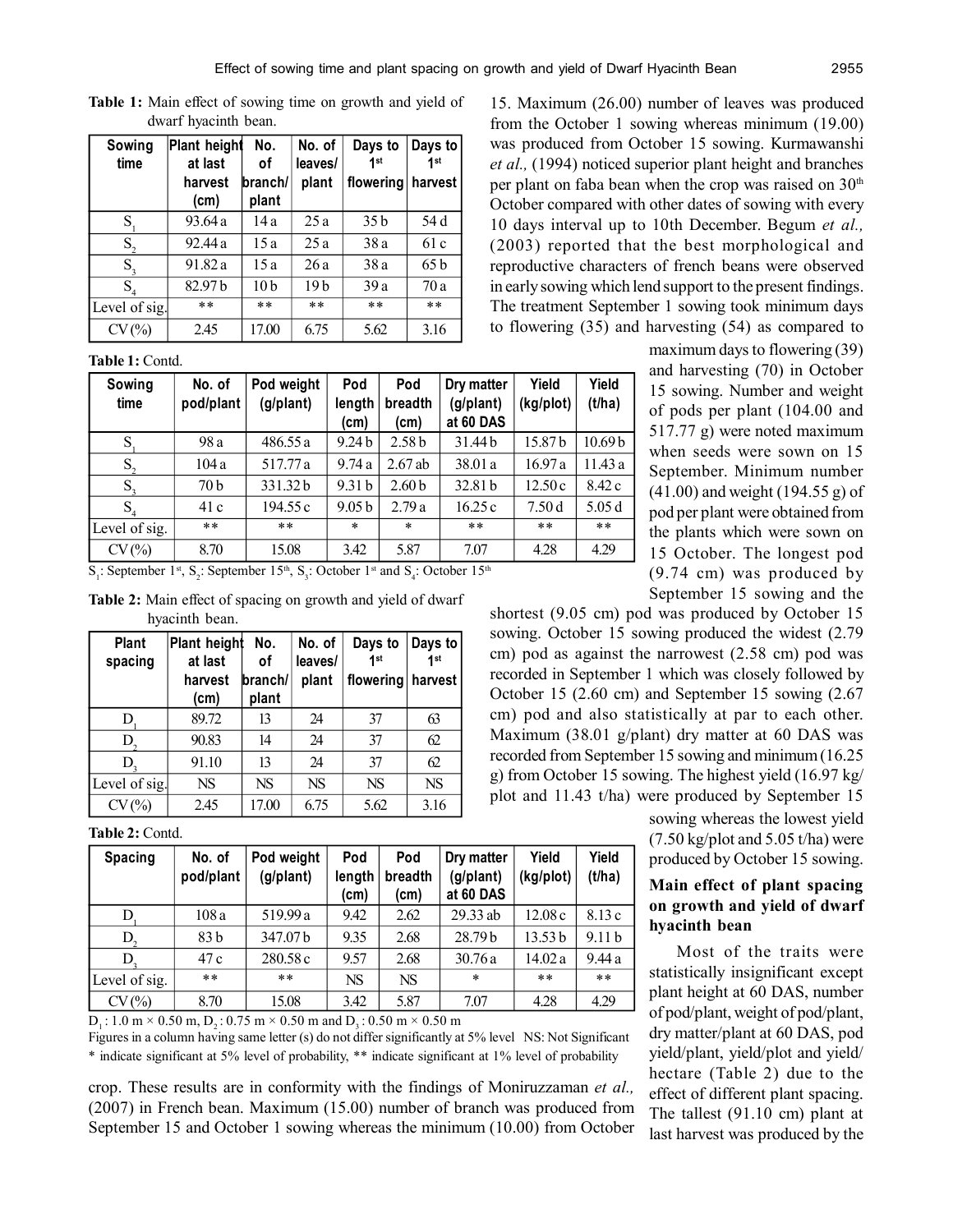**Table 1:** Main effect of sowing time on growth and yield of dwarf hyacinth bean.

| Sowing time | Plant height at last harvest (cm) | No. of branch/ plant | No. of leaves/ plant | Days to 1st flowering | Days to 1st harvest |
|---|---|---|---|---|---|
| $S_1$ | 93.64 a | 14 a | 25 a | 35 b | 54 d |
| $S_2$ | 92.44 a | 15 a | 25 a | 38 a | 61 c |
| $S_3$ | 91.82 a | 15 a | 26 a | 38 a | 65 b |
| $S_4$ | 82.97 b | 10 b | 19 b | 39 a | 70 a |
| Level of sig. | ** | ** | ** | ** | ** |
| CV (%) | 2.45 | 17.00 | 6.75 | 5.62 | 3.16 |

**Table 1:** Contd.

| Sowing time | No. of pod/plant | Pod weight (g/plant) | Pod length (cm) | Pod breadth (cm) | Dry matter (g/plant) at 60 DAS | Yield (kg/plot) | Yield (t/ha) |
|---|---|---|---|---|---|---|---|
| $S_1$ | 98 a | 486.55 a | 9.24 b | 2.58 b | 31.44 b | 15.87 b | 10.69 b |
| $S_2$ | 104 a | 517.77 a | 9.74 a | 2.67 ab | 38.01 a | 16.97 a | 11.43 a |
| $S_3$ | 70 b | 331.32 b | 9.31 b | 2.60 b | 32.81 b | 12.50 c | 8.42 c |
| $S_4$ | 41 c | 194.55 c | 9.05 b | 2.79 a | 16.25 c | 7.50 d | 5.05 d |
| Level of sig. | ** | ** | * | * | ** | ** | ** |
| CV (%) | 8.70 | 15.08 | 3.42 | 5.87 | 7.07 | 4.28 | 4.29 |

$S_1$: September 1st, $S_2$: September 15th, $S_3$: October 1st and $S_4$: October 15th

**Table 2:** Main effect of spacing on growth and yield of dwarf hyacinth bean.

| Plant spacing | Plant height at last harvest (cm) | No. of branch/ plant | No. of leaves/ plant | Days to 1st flowering | Days to 1st harvest |
|---|---|---|---|---|---|
| $D_1$ | 89.72 | 13 | 24 | 37 | 63 |
| $D_2$ | 90.83 | 14 | 24 | 37 | 62 |
| $D_3$ | 91.10 | 13 | 24 | 37 | 62 |
| Level of sig. | NS | NS | NS | NS | NS |
| CV (%) | 2.45 | 17.00 | 6.75 | 5.62 | 3.16 |

**Table 2:** Contd.

| Spacing | No. of pod/plant | Pod weight (g/plant) | Pod length (cm) | Pod breadth (cm) | Dry matter (g/plant) at 60 DAS | Yield (kg/plot) | Yield (t/ha) |
|---|---|---|---|---|---|---|---|
| $D_1$ | 108 a | 519.99 a | 9.42 | 2.62 | 29.33 ab | 12.08 c | 8.13 c |
| $D_2$ | 83 b | 347.07 b | 9.35 | 2.68 | 28.79 b | 13.53 b | 9.11 b |
| $D_3$ | 47 c | 280.58 c | 9.57 | 2.68 | 30.76 a | 14.02 a | 9.44 a |
| Level of sig. | ** | ** | NS | NS | * | ** | ** |
| CV (%) | 8.70 | 15.08 | 3.42 | 5.87 | 7.07 | 4.28 | 4.29 |

$D_1$ : 1.0 m × 0.50 m, $D_2$ : 0.75 m × 0.50 m and $D_3$ : 0.50 m × 0.50 m

Figures in a column having same letter (s) do not differ significantly at 5% level NS: Not Significant

* indicate significant at 5% level of probability, ** indicate significant at 1% level of probability

crop. These results are in conformity with the findings of Moniruzzaman *et al.,* (2007) in French bean. Maximum (15.00) number of branch was produced from September 15 and October 1 sowing whereas the minimum (10.00) from October 15. Maximum (26.00) number of leaves was produced from the October 1 sowing whereas minimum (19.00) was produced from October 15 sowing. Kurmawanshi *et al.,* (1994) noticed superior plant height and branches per plant on faba bean when the crop was raised on 30th October compared with other dates of sowing with every 10 days interval up to 10th December. Begum *et al.,* (2003) reported that the best morphological and reproductive characters of french beans were observed in early sowing which lend support to the present findings. The treatment September 1 sowing took minimum days to flowering (35) and harvesting (54) as compared to maximum days to flowering (39) and harvesting (70) in October 15 sowing. Number and weight of pods per plant (104.00 and 517.77 g) were noted maximum when seeds were sown on 15 September. Minimum number (41.00) and weight (194.55 g) of pod per plant were obtained from the plants which were sown on 15 October. The longest pod (9.74 cm) was produced by September 15 sowing and the shortest (9.05 cm) pod was produced by October 15 sowing. October 15 sowing produced the widest (2.79 cm) pod as against the narrowest (2.58 cm) pod was recorded in September 1 which was closely followed by October 15 (2.60 cm) and September 15 sowing (2.67 cm) pod and also statistically at par to each other. Maximum (38.01 g/plant) dry matter at 60 DAS was recorded from September 15 sowing and minimum (16.25 g) from October 15 sowing. The highest yield (16.97 kg/plot and 11.43 t/ha) were produced by September 15 sowing whereas the lowest yield (7.50 kg/plot and 5.05 t/ha) were produced by October 15 sowing.

### Main effect of plant spacing on growth and yield of dwarf hyacinth bean

Most of the traits were statistically insignificant except plant height at 60 DAS, number of pod/plant, weight of pod/plant, dry matter/plant at 60 DAS, pod yield/plant, yield/plot and yield/hectare (Table 2) due to the effect of different plant spacing. The tallest (91.10 cm) plant at last harvest was produced by the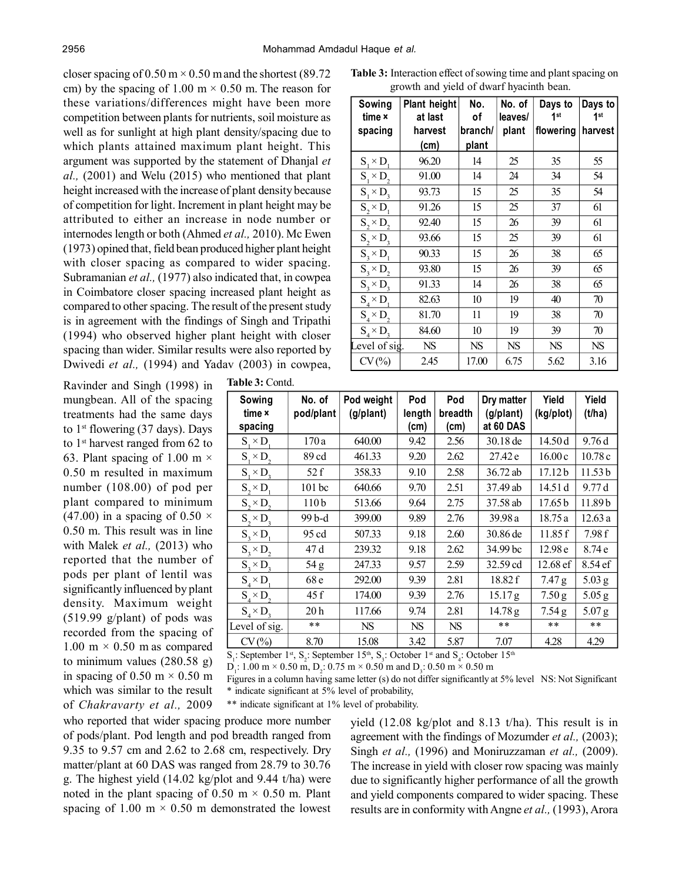closer spacing of 0.50 m × 0.50 m and the shortest (89.72 cm) by the spacing of 1.00 m × 0.50 m. The reason for these variations/differences might have been more competition between plants for nutrients, soil moisture as well as for sunlight at high plant density/spacing due to which plants attained maximum plant height. This argument was supported by the statement of Dhanjal *et al.,* (2001) and Welu (2015) who mentioned that plant height increased with the increase of plant density because of competition for light. Increment in plant height may be attributed to either an increase in node number or internodes length or both (Ahmed *et al.,* 2010). Mc Ewen (1973) opined that, field bean produced higher plant height with closer spacing as compared to wider spacing. Subramanian *et al.,* (1977) also indicated that, in cowpea in Coimbatore closer spacing increased plant height as compared to other spacing. The result of the present study is in agreement with the findings of Singh and Tripathi (1994) who observed higher plant height with closer spacing than wider. Similar results were also reported by Dwivedi *et al.,* (1994) and Yadav (2003) in cowpea, Ravinder and Singh (1998) in mungbean. All of the spacing treatments had the same days to 1[st] flowering (37 days). Days to 1[st] harvest ranged from 62 to 63. Plant spacing of 1.00 m × 0.50 m resulted in maximum number (108.00) of pod per plant compared to minimum (47.00) in a spacing of 0.50 × 0.50 m. This result was in line with Malek *et al.,* (2013) who reported that the number of pods per plant of lentil was significantly influenced by plant density. Maximum weight (519.99 g/plant) of pods was recorded from the spacing of 1.00 m × 0.50 m as compared to minimum values (280.58 g) in spacing of 0.50 m × 0.50 m which was similar to the result of *Chakravarty et al.,* 2009 who reported that wider spacing produce more number of pods/plant. Pod length and pod breadth ranged from 9.35 to 9.57 cm and 2.62 to 2.68 cm, respectively. Dry matter/plant at 60 DAS was ranged from 28.79 to 30.76 g. The highest yield (14.02 kg/plot and 9.44 t/ha) were noted in the plant spacing of 0.50 m × 0.50 m. Plant spacing of 1.00 m × 0.50 m demonstrated the lowest yield (12.08 kg/plot and 8.13 t/ha). This result is in agreement with the findings of Mozumder *et al.,* (2003); Singh *et al.,* (1996) and Moniruzzaman *et al.,* (2009). The increase in yield with closer row spacing was mainly due to significantly higher performance of all the growth and yield components compared to wider spacing. These results are in conformity with Angne *et al.,* (1993), Arora

**Table 3:** Interaction effect of sowing time and plant spacing on growth and yield of dwarf hyacinth bean.

| Sowing time × spacing | Plant height at last harvest (cm) | No. of branch/ plant | No. of leaves/ plant | Days to 1[st] flowering | Days to 1[st] harvest |
|---|---|---|---|---|---|
| $S_1 \times D_1$ | 96.20 | 14 | 25 | 35 | 55 |
| $S_1 \times D_2$ | 91.00 | 14 | 24 | 34 | 54 |
| $S_1 \times D_3$ | 93.73 | 15 | 25 | 35 | 54 |
| $S_2 \times D_1$ | 91.26 | 15 | 25 | 37 | 61 |
| $S_2 \times D_2$ | 92.40 | 15 | 26 | 39 | 61 |
| $S_2 \times D_3$ | 93.66 | 15 | 25 | 39 | 61 |
| $S_3 \times D_1$ | 90.33 | 15 | 26 | 38 | 65 |
| $S_3 \times D_2$ | 93.80 | 15 | 26 | 39 | 65 |
| $S_3 \times D_3$ | 91.33 | 14 | 26 | 38 | 65 |
| $S_4 \times D_1$ | 82.63 | 10 | 19 | 40 | 70 |
| $S_4 \times D_2$ | 81.70 | 11 | 19 | 38 | 70 |
| $S_4 \times D_3$ | 84.60 | 10 | 19 | 39 | 70 |
| Level of sig. | NS | NS | NS | NS | NS |
| CV (%) | 2.45 | 17.00 | 6.75 | 5.62 | 3.16 |

**Table 3:** Contd.

| Sowing time × spacing | No. of pod/plant | Pod weight (g/plant) | Pod length (cm) | Pod breadth (cm) | Dry matter (g/plant) at 60 DAS | Yield (kg/plot) | Yield (t/ha) |
|---|---|---|---|---|---|---|---|
| $S_1 \times D_1$ | 170 a | 640.00 | 9.42 | 2.56 | 30.18 de | 14.50 d | 9.76 d |
| $S_1 \times D_2$ | 89 cd | 461.33 | 9.20 | 2.62 | 27.42 e | 16.00 c | 10.78 c |
| $S_1 \times D_3$ | 52 f | 358.33 | 9.10 | 2.58 | 36.72 ab | 17.12 b | 11.53 b |
| $S_2 \times D_1$ | 101 bc | 640.66 | 9.70 | 2.51 | 37.49 ab | 14.51 d | 9.77 d |
| $S_2 \times D_2$ | 110 b | 513.66 | 9.64 | 2.75 | 37.58 ab | 17.65 b | 11.89 b |
| $S_2 \times D_3$ | 99 b-d | 399.00 | 9.89 | 2.76 | 39.98 a | 18.75 a | 12.63 a |
| $S_3 \times D_1$ | 95 cd | 507.33 | 9.18 | 2.60 | 30.86 de | 11.85 f | 7.98 f |
| $S_3 \times D_2$ | 47 d | 239.32 | 9.18 | 2.62 | 34.99 bc | 12.98 e | 8.74 e |
| $S_3 \times D_3$ | 54 g | 247.33 | 9.57 | 2.59 | 32.59 cd | 12.68 ef | 8.54 ef |
| $S_4 \times D_1$ | 68 e | 292.00 | 9.39 | 2.81 | 18.82 f | 7.47 g | 5.03 g |
| $S_4 \times D_2$ | 45 f | 174.00 | 9.39 | 2.76 | 15.17 g | 7.50 g | 5.05 g |
| $S_4 \times D_3$ | 20 h | 117.66 | 9.74 | 2.81 | 14.78 g | 7.54 g | 5.07 g |
| Level of sig. | ** | NS | NS | NS | ** | ** | ** |
| CV (%) | 8.70 | 15.08 | 3.42 | 5.87 | 7.07 | 4.28 | 4.29 |

$S_1$: September 1[st], $S_2$: September 15[th], $S_3$: October 1[st] and $S_4$: October 15[th]

$D_1$: 1.00 m × 0.50 m, $D_2$: 0.75 m × 0.50 m and $D_3$: 0.50 m × 0.50 m

Figures in a column having same letter (s) do not differ significantly at 5% level NS: Not Significant

* indicate significant at 5% level of probability,

** indicate significant at 1% level of probability.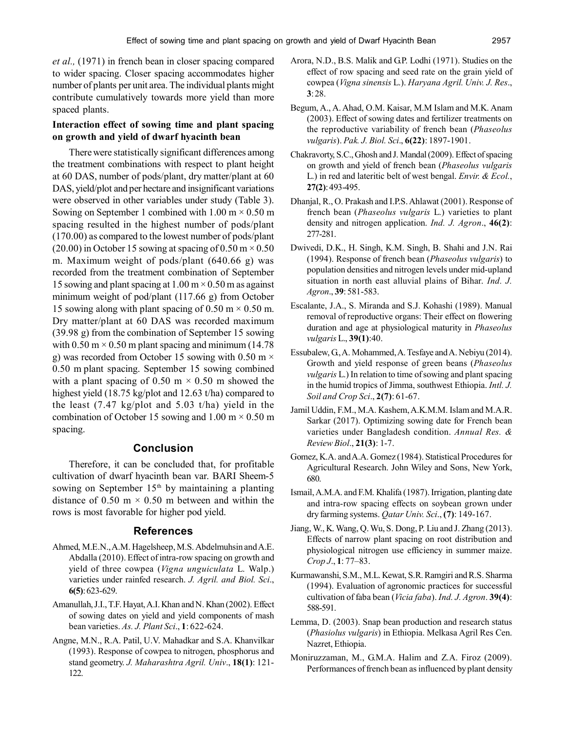*et al.,* (1971) in french bean in closer spacing compared to wider spacing. Closer spacing accommodates higher number of plants per unit area. The individual plants might contribute cumulatively towards more yield than more spaced plants.

### Interaction effect of sowing time and plant spacing on growth and yield of dwarf hyacinth bean

There were statistically significant differences among the treatment combinations with respect to plant height at 60 DAS, number of pods/plant, dry matter/plant at 60 DAS, yield/plot and per hectare and insignificant variations were observed in other variables under study (Table 3). Sowing on September 1 combined with 1.00 m × 0.50 m spacing resulted in the highest number of pods/plant (170.00) as compared to the lowest number of pods/plant (20.00) in October 15 sowing at spacing of 0.50 m × 0.50 m. Maximum weight of pods/plant (640.66 g) was recorded from the treatment combination of September 15 sowing and plant spacing at 1.00 m × 0.50 m as against minimum weight of pod/plant (117.66 g) from October 15 sowing along with plant spacing of 0.50 m × 0.50 m. Dry matter/plant at 60 DAS was recorded maximum (39.98 g) from the combination of September 15 sowing with 0.50 m × 0.50 m plant spacing and minimum (14.78 g) was recorded from October 15 sowing with 0.50 m × 0.50 m plant spacing. September 15 sowing combined with a plant spacing of 0.50 m × 0.50 m showed the highest yield (18.75 kg/plot and 12.63 t/ha) compared to the least (7.47 kg/plot and 5.03 t/ha) yield in the combination of October 15 sowing and 1.00 m × 0.50 m spacing.

## Conclusion

Therefore, it can be concluded that, for profitable cultivation of dwarf hyacinth bean var. BARI Sheem-5 sowing on September 15th by maintaining a planting distance of 0.50 m × 0.50 m between and within the rows is most favorable for higher pod yield.

## References

Ahmed, M.E.N., A.M. Hagelsheep, M.S. Abdelmuhsin and A.E. Abdalla (2010). Effect of intra-row spacing on growth and yield of three cowpea (*Vigna unguiculata* L. Walp.) varieties under rainfed research. *J. Agril. and Biol. Sci*., **6(5)**: 623-629.

Amanullah, J.I., T.F. Hayat, A.I. Khan and N. Khan (2002). Effect of sowing dates on yield and yield components of mash bean varieties. *As. J. Plant Sci*., **1**: 622-624.

Angne, M.N., R.A. Patil, U.V. Mahadkar and S.A. Khanvilkar (1993). Response of cowpea to nitrogen, phosphorus and stand geometry. *J. Maharashtra Agril. Univ*., **18(1)**: 121-122.

Arora, N.D., B.S. Malik and G.P. Lodhi (1971). Studies on the effect of row spacing and seed rate on the grain yield of cowpea (*Vigna sinensis* L.). *Haryana Agril. Univ. J. Res*., **3**: 28.

Begum, A., A. Ahad, O.M. Kaisar, M.M Islam and M.K. Anam (2003). Effect of sowing dates and fertilizer treatments on the reproductive variability of french bean (*Phaseolus vulgaris*). *Pak. J. Biol. Sci*., **6(22)**: 1897-1901.

Chakravorty, S.C., Ghosh and J. Mandal (2009). Effect of spacing on growth and yield of french bean (*Phaseolus vulgaris* L.) in red and lateritic belt of west bengal. *Envir. & Ecol.*, **27(2)**: 493-495.

Dhanjal, R., O. Prakash and I.P.S. Ahlawat (2001). Response of french bean (*Phaseolus vulgaris* L.) varieties to plant density and nitrogen application. *Ind. J. Agron*., **46(2)**: 277-281.

Dwivedi, D.K., H. Singh, K.M. Singh, B. Shahi and J.N. Rai (1994). Response of french bean (*Phaseolus vulgaris*) to population densities and nitrogen levels under mid-upland situation in north east alluvial plains of Bihar. *Ind. J. Agron*., **39**: 581-583.

Escalante, J.A., S. Miranda and S.J. Kohashi (1989). Manual removal of reproductive organs: Their effect on flowering duration and age at physiological maturity in *Phaseolus vulgaris* L., **39(1)**:40.

Essubalew, G., A. Mohammed, A. Tesfaye and A. Nebiyu (2014). Growth and yield response of green beans (*Phaseolus vulgaris* L.) In relation to time of sowing and plant spacing in the humid tropics of Jimma, southwest Ethiopia. *Intl. J. Soil and Crop Sci*., **2(7)**: 61-67.

Jamil Uddin, F.M., M.A. Kashem, A.K.M.M. Islam and M.A.R. Sarkar (2017). Optimizing sowing date for French bean varieties under Bangladesh condition. *Annual Res. & Review Biol*., **21(3)**: 1-7.

Gomez, K.A. and A.A. Gomez (1984). Statistical Procedures for Agricultural Research. John Wiley and Sons, New York, 680.

Ismail, A.M.A. and F.M. Khalifa (1987). Irrigation, planting date and intra-row spacing effects on soybean grown under dry farming systems. *Qatar Univ. Sci*., **(7)**: 149-167.

Jiang, W., K. Wang, Q. Wu, S. Dong, P. Liu and J. Zhang (2013). Effects of narrow plant spacing on root distribution and physiological nitrogen use efficiency in summer maize. *Crop J*., **1**: 77–83.

Kurmawanshi, S.M., M.L. Kewat, S.R. Ramgiri and R.S. Sharma (1994). Evaluation of agronomic practices for successful cultivation of faba bean (*Vicia faba*). *Ind. J. Agron*. **39(4)**: 588-591.

Lemma, D. (2003). Snap bean production and research status (*Phasiolus vulgaris*) in Ethiopia. Melkasa Agril Res Cen. Nazret, Ethiopia.

Moniruzzaman, M., G.M.A. Halim and Z.A. Firoz (2009). Performances of french bean as influenced by plant density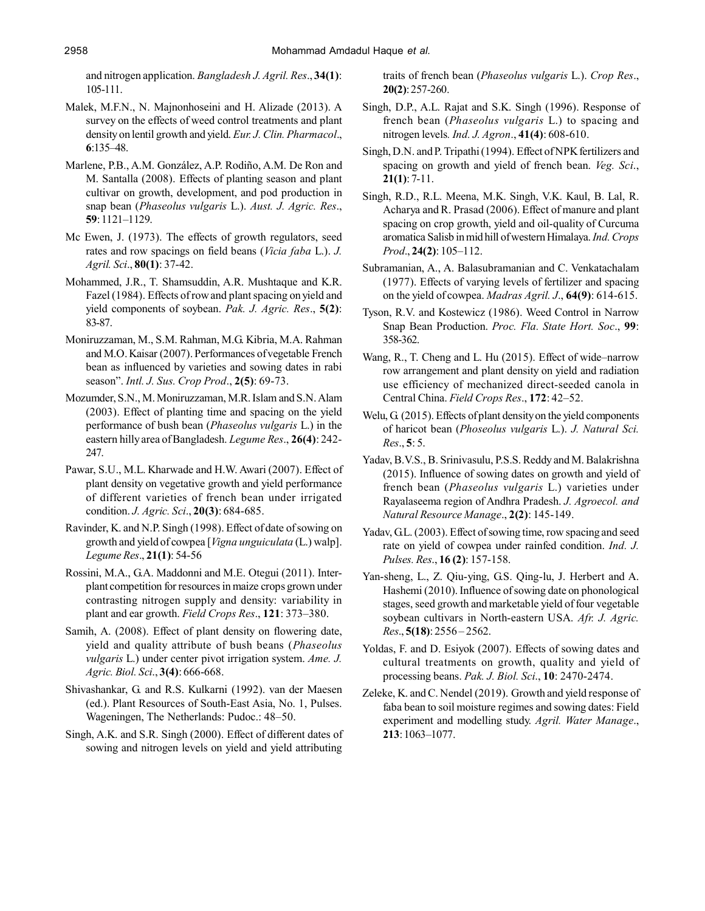and nitrogen application. *Bangladesh J. Agril. Res*., **34(1)**: 105-111.

Malek, M.F.N., N. Majnonhoseini and H. Alizade (2013). A survey on the effects of weed control treatments and plant density on lentil growth and yield. *Eur. J. Clin. Pharmacol*., **6**:135–48.

Marlene, P.B., A.M. González, A.P. Rodiño, A.M. De Ron and M. Santalla (2008). Effects of planting season and plant cultivar on growth, development, and pod production in snap bean (*Phaseolus vulgaris* L.). *Aust. J. Agric. Res*., **59**: 1121–1129.

Mc Ewen, J. (1973). The effects of growth regulators, seed rates and row spacings on field beans (*Vicia faba* L.). *J. Agril. Sci*., **80(1)**: 37-42.

Mohammed, J.R., T. Shamsuddin, A.R. Mushtaque and K.R. Fazel (1984). Effects of row and plant spacing on yield and yield components of soybean. *Pak. J. Agric. Res*., **5(2)**: 83-87.

Moniruzzaman, M., S.M. Rahman, M.G. Kibria, M.A. Rahman and M.O. Kaisar (2007). Performances of vegetable French bean as influenced by varieties and sowing dates in rabi season". *Intl. J. Sus. Crop Prod*., **2(5)**: 69-73.

Mozumder, S.N., M. Moniruzzaman, M.R. Islam and S.N. Alam (2003). Effect of planting time and spacing on the yield performance of bush bean (*Phaseolus vulgaris* L.) in the eastern hilly area of Bangladesh. *Legume Res*., **26(4)**: 242-247.

Pawar, S.U., M.L. Kharwade and H.W. Awari (2007). Effect of plant density on vegetative growth and yield performance of different varieties of french bean under irrigated condition. *J. Agric. Sci*., **20(3)**: 684-685.

Ravinder, K. and N.P. Singh (1998). Effect of date of sowing on growth and yield of cowpea [*Vigna unguiculata* (L.) walp]. *Legume Res*., **21(1)**: 54-56

Rossini, M.A., G.A. Maddonni and M.E. Otegui (2011). Inter-plant competition for resources in maize crops grown under contrasting nitrogen supply and density: variability in plant and ear growth. *Field Crops Res*., **121**: 373–380.

Samih, A. (2008). Effect of plant density on flowering date, yield and quality attribute of bush beans (*Phaseolus vulgaris* L.) under center pivot irrigation system. *Ame. J. Agric. Biol. Sci*., **3(4)**: 666-668.

Shivashankar, G. and R.S. Kulkarni (1992). van der Maesen (ed.). Plant Resources of South-East Asia, No. 1, Pulses. Wageningen, The Netherlands: Pudoc.: 48–50.

Singh, A.K. and S.R. Singh (2000). Effect of different dates of sowing and nitrogen levels on yield and yield attributing traits of french bean (*Phaseolus vulgaris* L.). *Crop Res*., **20(2)**: 257-260.

Singh, D.P., A.L. Rajat and S.K. Singh (1996). Response of french bean (*Phaseolus vulgaris* L.) to spacing and nitrogen levels. *Ind. J. Agron*., **41(4)**: 608-610.

Singh, D.N. and P. Tripathi (1994). Effect of NPK fertilizers and spacing on growth and yield of french bean. *Veg. Sci*., **21(1)**: 7-11.

Singh, R.D., R.L. Meena, M.K. Singh, V.K. Kaul, B. Lal, R. Acharya and R. Prasad (2006). Effect of manure and plant spacing on crop growth, yield and oil-quality of Curcuma aromatica Salisb in mid hill of western Himalaya. *Ind. Crops Prod*., **24(2)**: 105–112.

Subramanian, A., A. Balasubramanian and C. Venkatachalam (1977). Effects of varying levels of fertilizer and spacing on the yield of cowpea. *Madras Agril. J*., **64(9)**: 614-615.

Tyson, R.V. and Kostewicz (1986). Weed Control in Narrow Snap Bean Production. *Proc. Fla. State Hort. Soc*., **99**: 358-362.

Wang, R., T. Cheng and L. Hu (2015). Effect of wide–narrow row arrangement and plant density on yield and radiation use efficiency of mechanized direct-seeded canola in Central China. *Field Crops Res*., **172**: 42–52.

Welu, G. (2015). Effects of plant density on the yield components of haricot bean (*Phoseolus vulgaris* L.). *J. Natural Sci. Res*., **5**: 5.

Yadav, B.V.S., B. Srinivasulu, P.S.S. Reddy and M. Balakrishna (2015). Influence of sowing dates on growth and yield of french bean (*Phaseolus vulgaris* L.) varieties under Rayalaseema region of Andhra Pradesh. *J. Agroecol. and Natural Resource Manage*., **2(2)**: 145-149.

Yadav, G.L. (2003). Effect of sowing time, row spacing and seed rate on yield of cowpea under rainfed condition. *Ind. J. Pulses. Res*., **16 (2)**: 157-158.

Yan-sheng, L., Z. Qiu-ying, G.S. Qing-lu, J. Herbert and A. Hashemi (2010). Influence of sowing date on phonological stages, seed growth and marketable yield of four vegetable soybean cultivars in North-eastern USA. *Afr. J. Agric. Res*., **5(18)**: 2556 – 2562.

Yoldas, F. and D. Esiyok (2007). Effects of sowing dates and cultural treatments on growth, quality and yield of processing beans. *Pak. J. Biol. Sci*., **10**: 2470-2474.

Zeleke, K. and C. Nendel (2019). Growth and yield response of faba bean to soil moisture regimes and sowing dates: Field experiment and modelling study. *Agril. Water Manage*., **213**: 1063–1077.